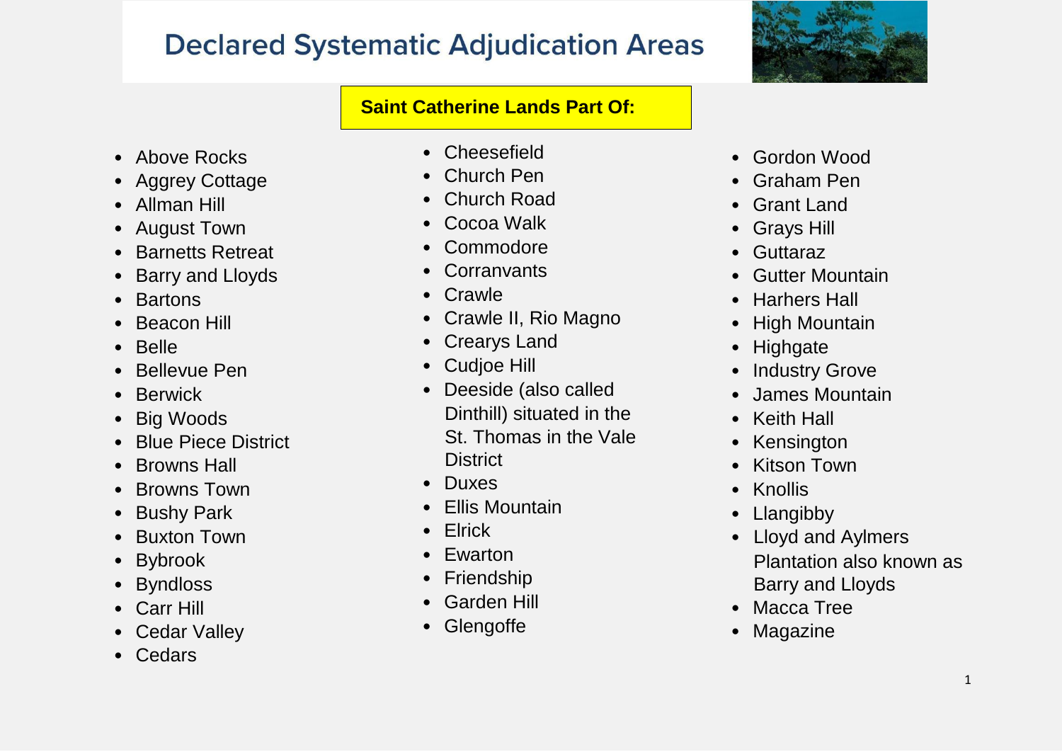# Declared Systematic Adjudication Areas

**Saint Catherine Lands Part Of:**

- Above Rocks
- Aggrey Cottage
- Allman Hill
- August Town
- Barnetts Retreat
- Barry and Lloyds
- Bartons
- Beacon Hill
- Belle
- Bellevue Pen
- Berwick
- Big Woods
- Blue Piece District
- Browns Hall
- Browns Town
- Bushy Park
- Buxton Town
- Bybrook
- Byndloss
- Carr Hill
- Cedar Valley
- Cedars
- Cheesefield
- Church Pen
- Church Road
- Cocoa Walk
- Commodore
- Corranvants
- Crawle
- Crawle II, Rio Magno
- Crearys Land
- Cudjoe Hill
- Deeside (also called Dinthill) situated in the St. Thomas in the Vale District
- Duxes
- Ellis Mountain
- Elrick
- Ewarton
- Friendship
- Garden Hill
- Glengoffe
- Gordon Wood
- Graham Pen
- Grant Land
- Grays Hill
- Guttaraz
- Gutter Mountain
- Harhers Hall
- High Mountain
- Highgate
- Industry Grove
- James Mountain
- Keith Hall
- Kensington
- Kitson Town
- Knollis
- Llangibby
- Lloyd and Aylmers Plantation also known as Barry and Lloyds
- Macca Tree
- Magazine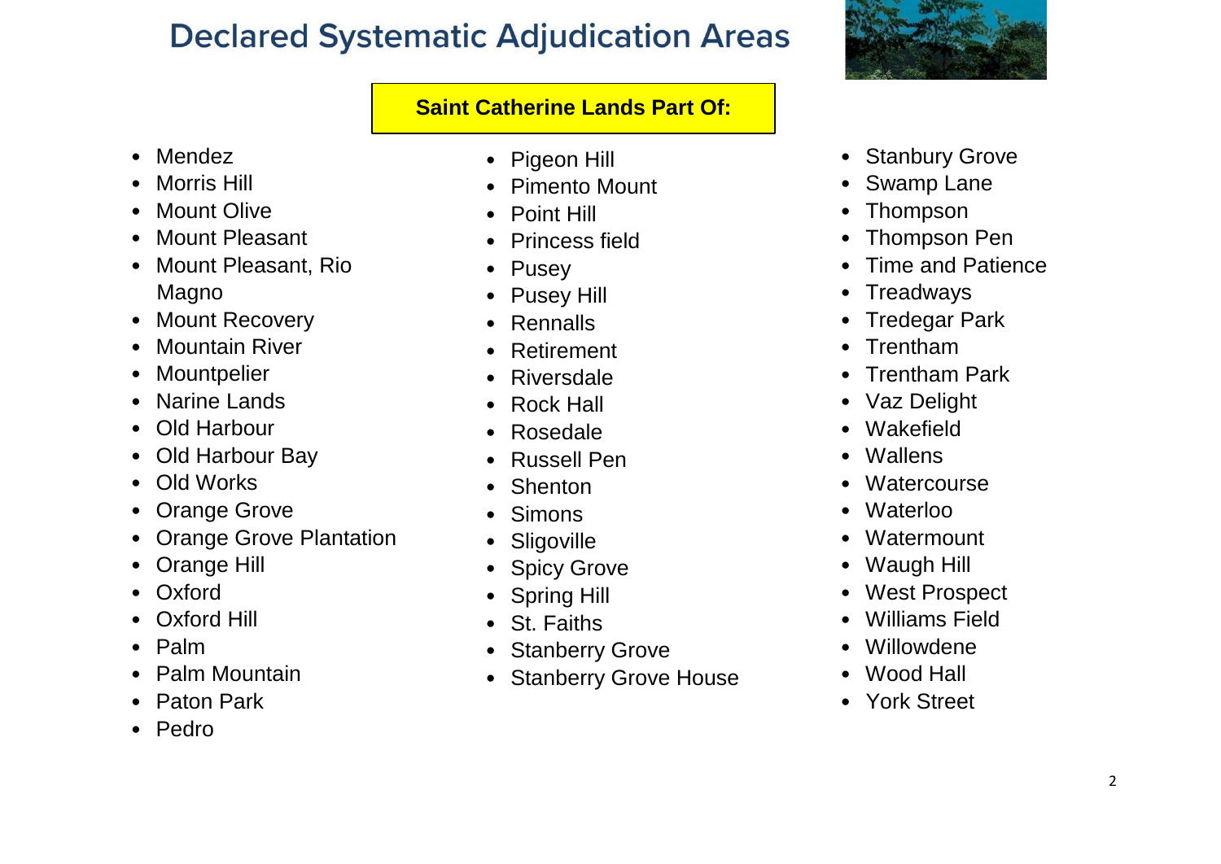# Declared Systematic Adjudication Areas

**Saint Catherine Lands Part Of:**

- Mendez
- Morris Hill
- Mount Olive
- Mount Pleasant
- Mount Pleasant, Rio Magno
- Mount Recovery
- Mountain River
- Mountpelier
- Narine Lands
- Old Harbour
- Old Harbour Bay
- Old Works
- Orange Grove
- Orange Grove Plantation
- Orange Hill
- Oxford
- Oxford Hill
- Palm
- Palm Mountain
- Paton Park
- Pedro
- Pigeon Hill
- Pimento Mount
- Point Hill
- Princess field
- Pusey
- Pusey Hill
- Rennalls
- Retirement
- Riversdale
- Rock Hall
- Rosedale
- Russell Pen
- Shenton
- Simons
- Sligoville
- Spicy Grove
- Spring Hill
- St. Faiths
- Stanberry Grove
- Stanberry Grove House
- Stanbury Grove
- Swamp Lane
- Thompson
- Thompson Pen
- Time and Patience
- Treadways
- Tredegar Park
- Trentham
- Trentham Park
- Vaz Delight
- Wakefield
- Wallens
- Watercourse
- Waterloo
- Watermount
- Waugh Hill
- West Prospect
- Williams Field
- Willowdene
- Wood Hall
- York Street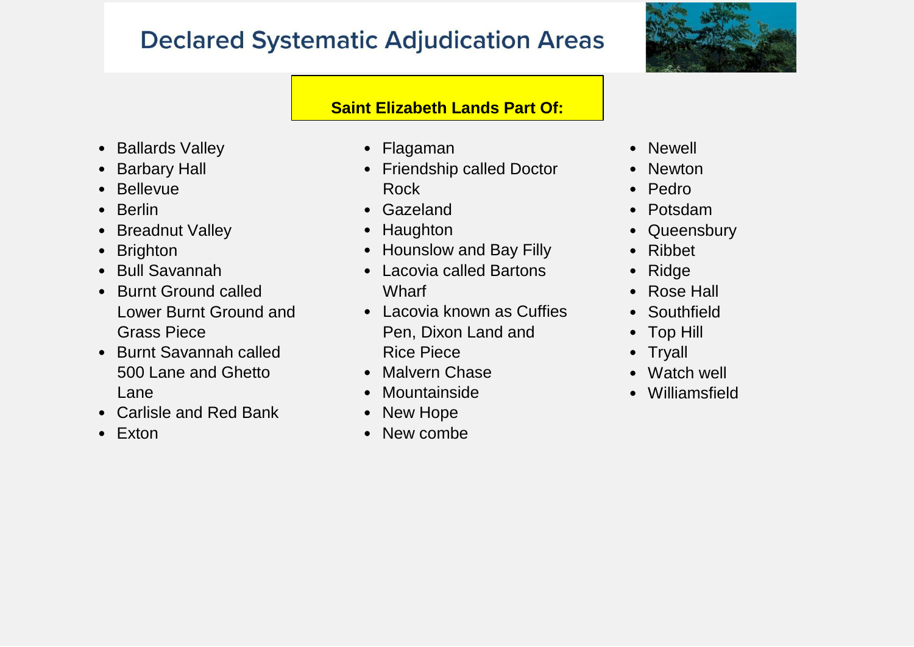# Declared Systematic Adjudication Areas

**Saint Elizabeth Lands Part Of:**

- Ballards Valley
- Barbary Hall
- Bellevue
- Berlin
- Breadnut Valley
- Brighton
- Bull Savannah
- Burnt Ground called Lower Burnt Ground and Grass Piece
- Burnt Savannah called 500 Lane and Ghetto Lane
- Carlisle and Red Bank
- Exton
- Flagaman
- Friendship called Doctor Rock
- Gazeland
- Haughton
- Hounslow and Bay Filly
- Lacovia called Bartons Wharf
- Lacovia known as Cuffies Pen, Dixon Land and Rice Piece
- Malvern Chase
- Mountainside
- New Hope
- New combe
- Newell
- Newton
- Pedro
- Potsdam
- Queensbury
- Ribbet
- Ridge
- Rose Hall
- Southfield
- Top Hill
- Tryall
- Watch well
- Williamsfield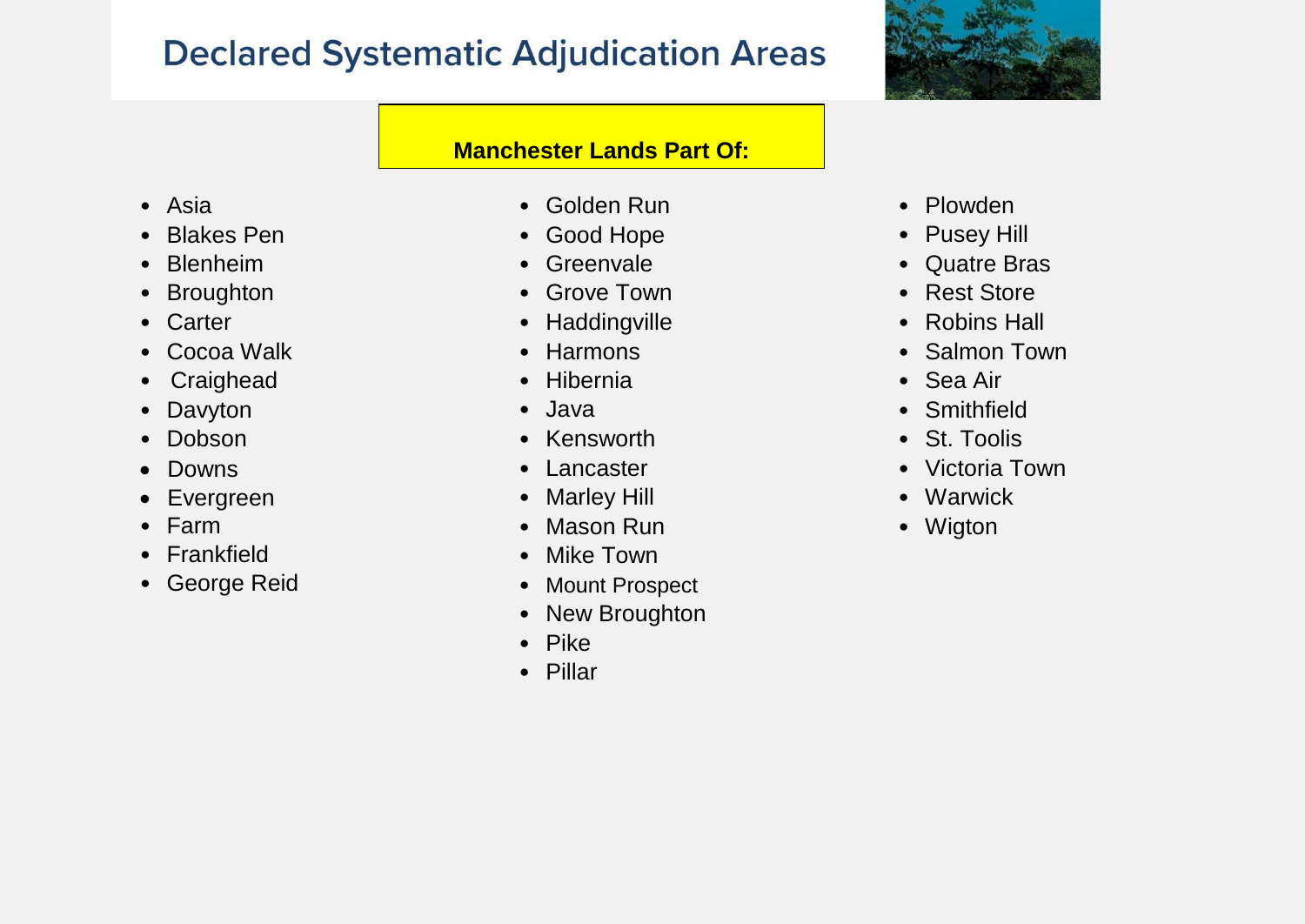# Declared Systematic Adjudication Areas

**Manchester Lands Part Of:**

- Asia
- Blakes Pen
- Blenheim
- Broughton
- Carter
- Cocoa Walk
- Craighead
- Davyton
- Dobson
- Downs
- Evergreen
- Farm
- Frankfield
- George Reid
- Golden Run
- Good Hope
- Greenvale
- Grove Town
- Haddingville
- Harmons
- Hibernia
- Java
- Kensworth
- Lancaster
- Marley Hill
- Mason Run
- Mike Town
- Mount Prospect
- New Broughton
- Pike
- Pillar
- Plowden
- Pusey Hill
- Quatre Bras
- Rest Store
- Robins Hall
- Salmon Town
- Sea Air
- Smithfield
- St. Toolis
- Victoria Town
- Warwick
- Wigton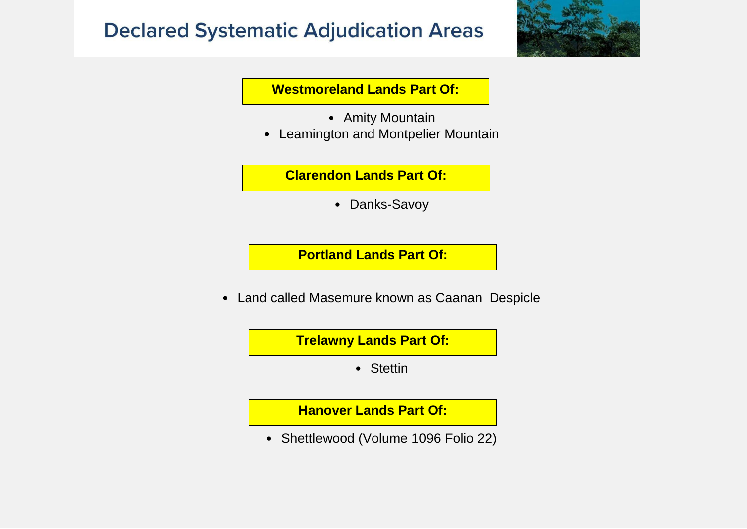# Declared Systematic Adjudication Areas

**Westmoreland Lands Part Of:**

- Amity Mountain
- Leamington and Montpelier Mountain

**Clarendon Lands Part Of:**

- Danks-Savoy

**Portland Lands Part Of:**

- Land called Masemure known as Caanan  Despicle

**Trelawny Lands Part Of:**

- Stettin

**Hanover Lands Part Of:**

- Shettlewood (Volume 1096 Folio 22)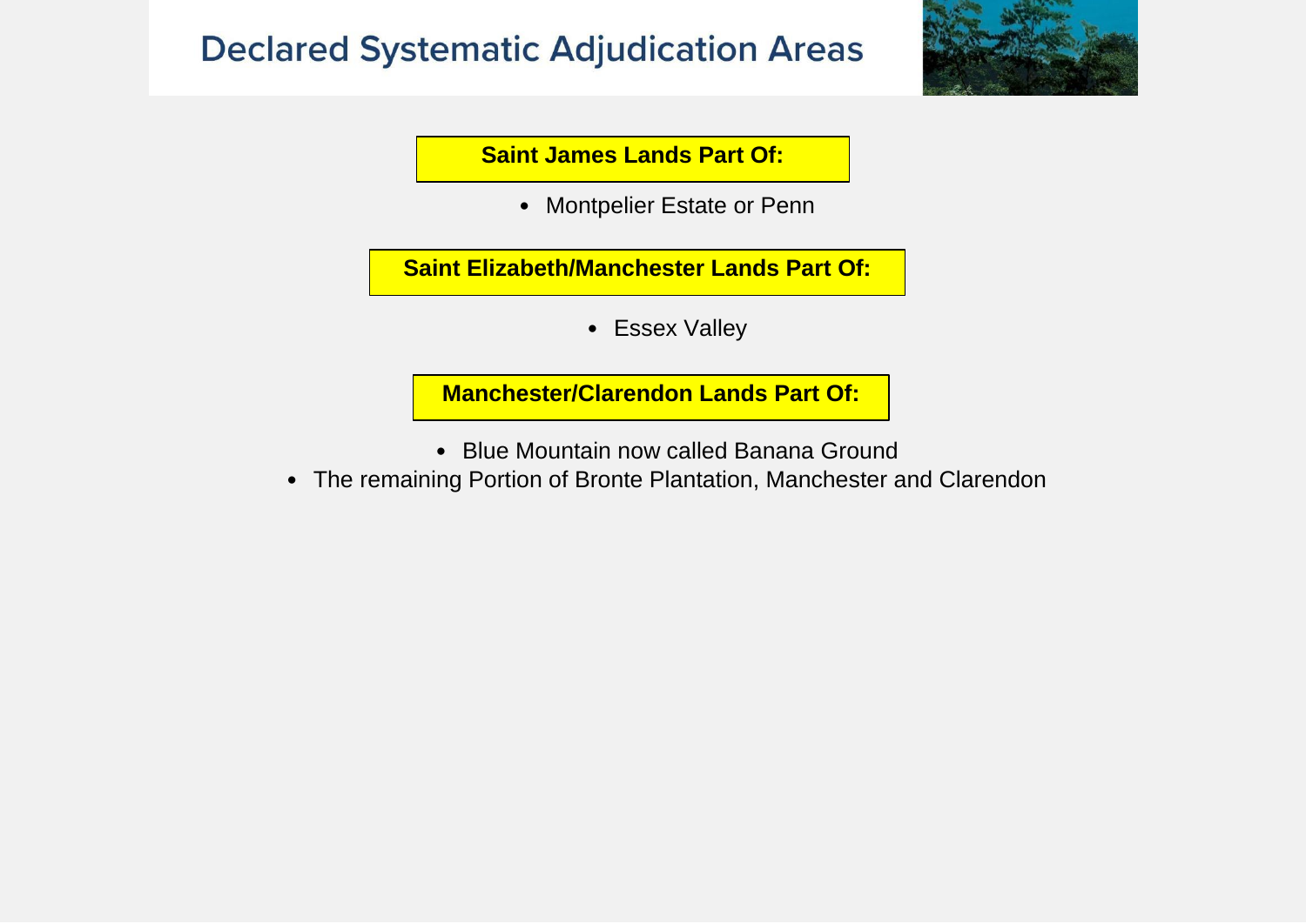# Declared Systematic Adjudication Areas

**Saint James Lands Part Of:**

- Montpelier Estate or Penn

**Saint Elizabeth/Manchester Lands Part Of:**

- Essex Valley

**Manchester/Clarendon Lands Part Of:**

- Blue Mountain now called Banana Ground
- The remaining Portion of Bronte Plantation, Manchester and Clarendon